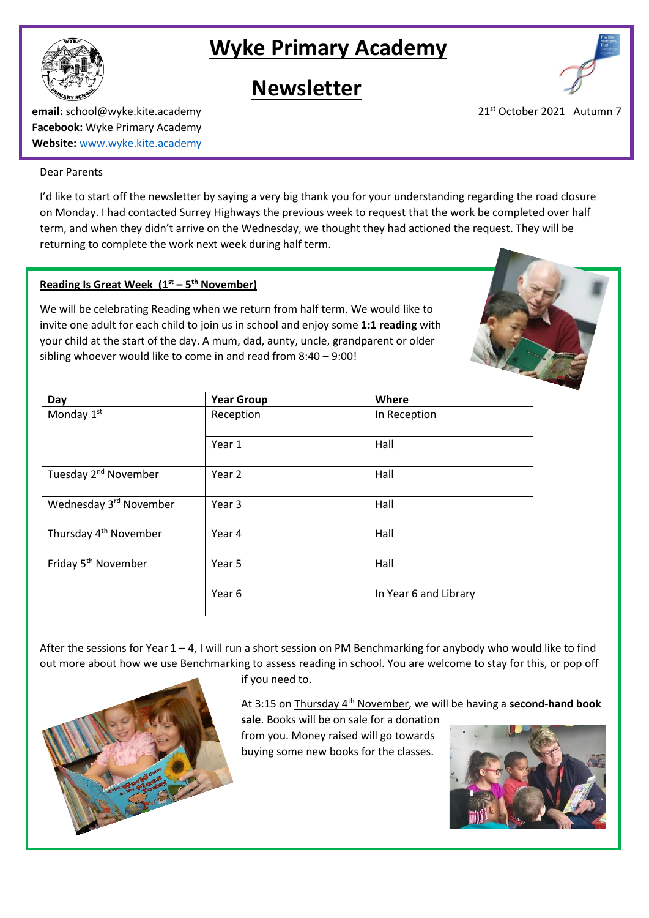# Wyke Primary Academy

## Newsletter

**email:** school@wyke.kite.academy
**Facebook:** Wyke Primary Academy
**Website:** www.wyke.kite.academy

21st October 2021 Autumn 7

Dear Parents

I'd like to start off the newsletter by saying a very big thank you for your understanding regarding the road closure on Monday. I had contacted Surrey Highways the previous week to request that the work be completed over half term, and when they didn't arrive on the Wednesday, we thought they had actioned the request. They will be returning to complete the work next week during half term.

### Reading Is Great Week (1st – 5th November)

We will be celebrating Reading when we return from half term. We would like to invite one adult for each child to join us in school and enjoy some **1:1 reading** with your child at the start of the day. A mum, dad, aunty, uncle, grandparent or older sibling whoever would like to come in and read from 8:40 – 9:00!

| Day | Year Group | Where |
|---|---|---|
| Monday 1st | Reception | In Reception |
| | Year 1 | Hall |
| Tuesday 2nd November | Year 2 | Hall |
| Wednesday 3rd November | Year 3 | Hall |
| Thursday 4th November | Year 4 | Hall |
| Friday 5th November | Year 5 | Hall |
| | Year 6 | In Year 6 and Library |

After the sessions for Year 1 – 4, I will run a short session on PM Benchmarking for anybody who would like to find out more about how we use Benchmarking to assess reading in school. You are welcome to stay for this, or pop off if you need to.

At 3:15 on Thursday 4th November, we will be having a **second-hand book sale**. Books will be on sale for a donation from you. Money raised will go towards buying some new books for the classes.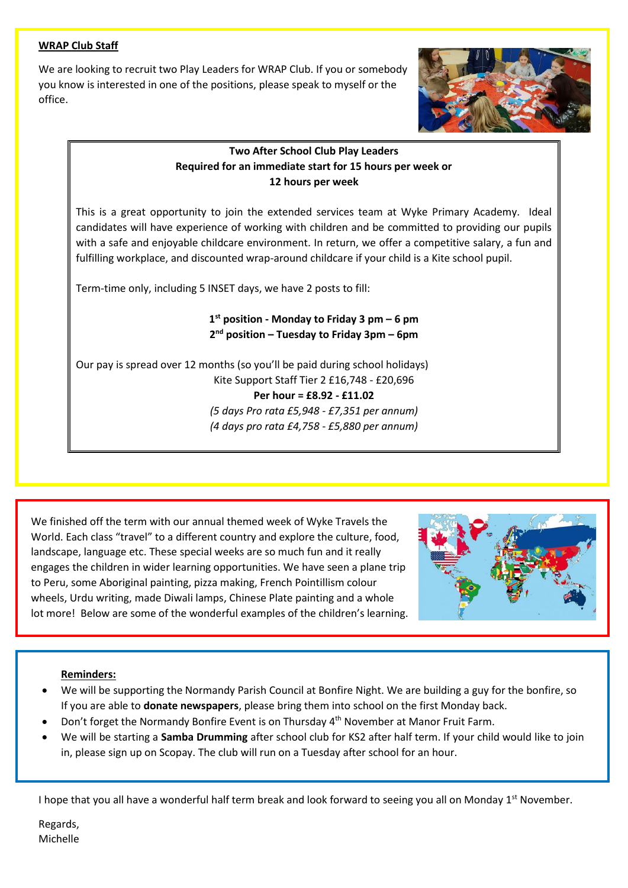**WRAP Club Staff**

We are looking to recruit two Play Leaders for WRAP Club. If you or somebody you know is interested in one of the positions, please speak to myself or the office.

**Two After School Club Play Leaders**
**Required for an immediate start for 15 hours per week or 12 hours per week**

This is a great opportunity to join the extended services team at Wyke Primary Academy. Ideal candidates will have experience of working with children and be committed to providing our pupils with a safe and enjoyable childcare environment. In return, we offer a competitive salary, a fun and fulfilling workplace, and discounted wrap-around childcare if your child is a Kite school pupil.

Term-time only, including 5 INSET days, we have 2 posts to fill:

**1st position - Monday to Friday 3 pm – 6 pm**
**2nd position – Tuesday to Friday 3pm – 6pm**

Our pay is spread over 12 months (so you'll be paid during school holidays)
Kite Support Staff Tier 2 £16,748 - £20,696
**Per hour = £8.92 - £11.02**
*(5 days Pro rata £5,948 - £7,351 per annum)*
*(4 days pro rata £4,758 - £5,880 per annum)*

We finished off the term with our annual themed week of Wyke Travels the World. Each class "travel" to a different country and explore the culture, food, landscape, language etc. These special weeks are so much fun and it really engages the children in wider learning opportunities. We have seen a plane trip to Peru, some Aboriginal painting, pizza making, French Pointillism colour wheels, Urdu writing, made Diwali lamps, Chinese Plate painting and a whole lot more! Below are some of the wonderful examples of the children's learning.

**Reminders:**

- We will be supporting the Normandy Parish Council at Bonfire Night. We are building a guy for the bonfire, so If you are able to **donate newspapers**, please bring them into school on the first Monday back.
- Don't forget the Normandy Bonfire Event is on Thursday 4th November at Manor Fruit Farm.
- We will be starting a **Samba Drumming** after school club for KS2 after half term. If your child would like to join in, please sign up on Scopay. The club will run on a Tuesday after school for an hour.

I hope that you all have a wonderful half term break and look forward to seeing you all on Monday 1st November.

Regards,
Michelle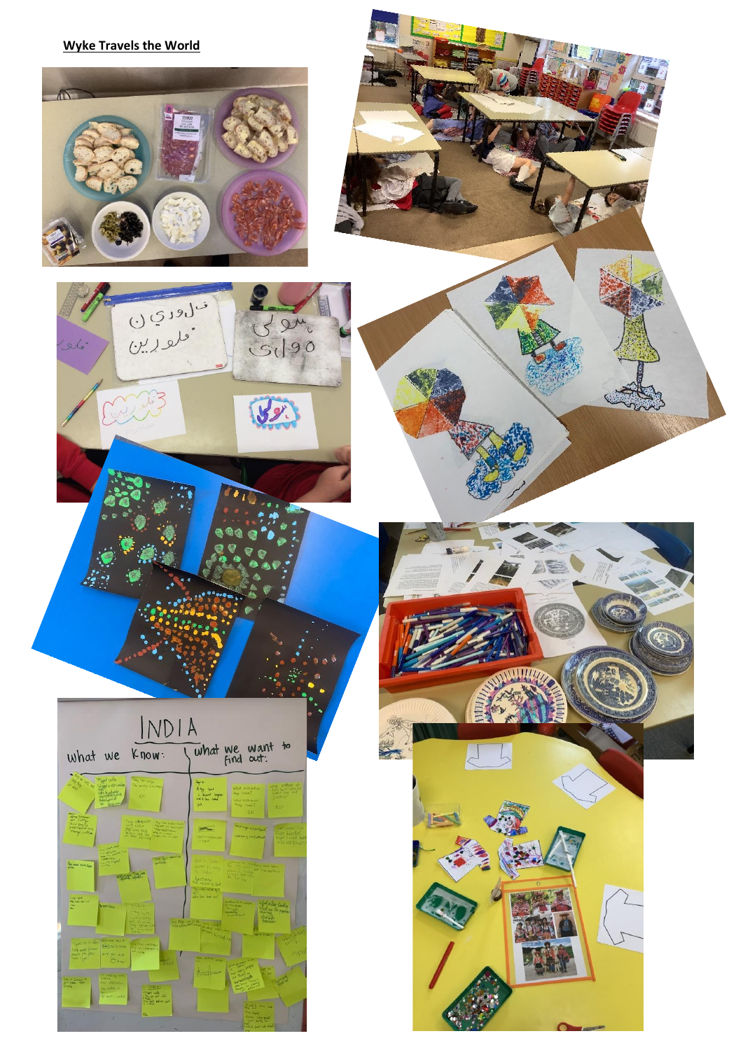**Wyke Travels the World**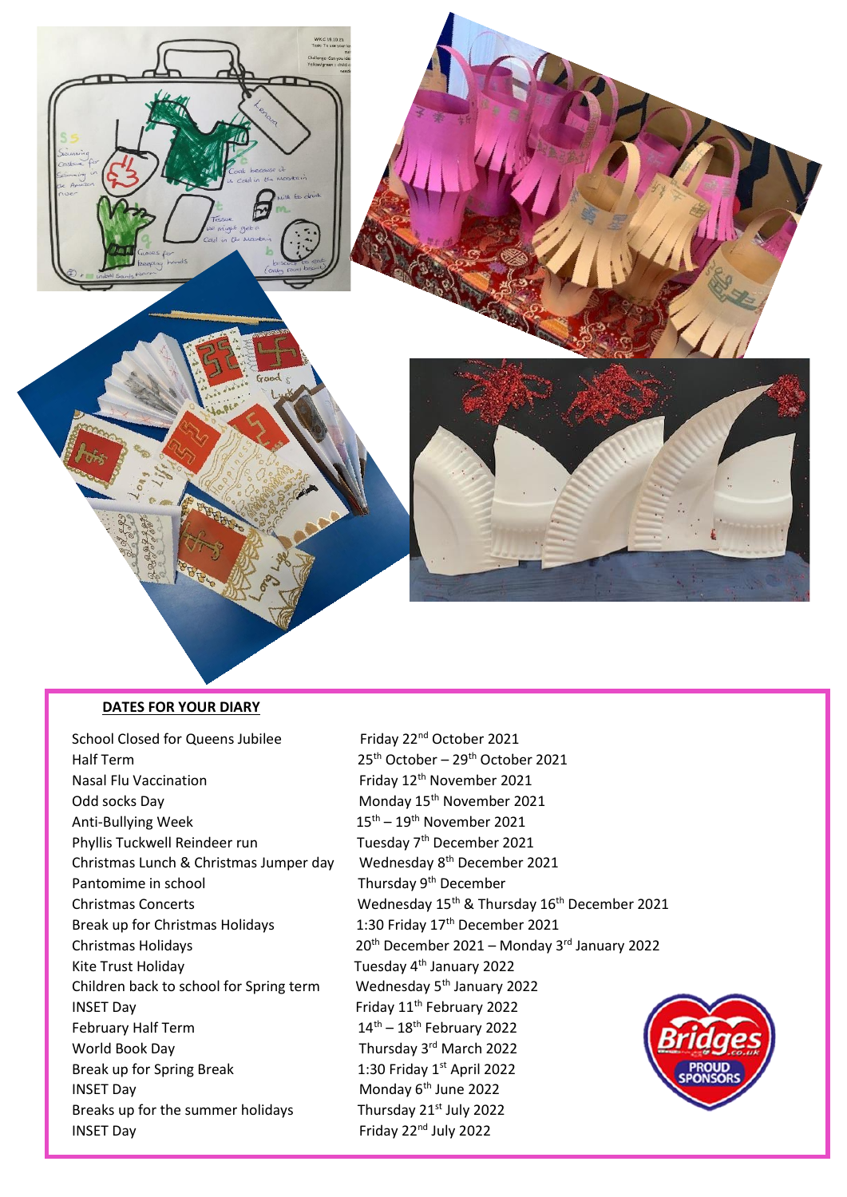## DATES FOR YOUR DIARY

| | |
|---|---|
| School Closed for Queens Jubilee | Friday 22nd October 2021 |
| Half Term | 25th October – 29th October 2021 |
| Nasal Flu Vaccination | Friday 12th November 2021 |
| Odd socks Day | Monday 15th November 2021 |
| Anti-Bullying Week | 15th – 19th November 2021 |
| Phyllis Tuckwell Reindeer run | Tuesday 7th December 2021 |
| Christmas Lunch & Christmas Jumper day | Wednesday 8th December 2021 |
| Pantomime in school | Thursday 9th December |
| Christmas Concerts | Wednesday 15th & Thursday 16th December 2021 |
| Break up for Christmas Holidays | 1:30 Friday 17th December 2021 |
| Christmas Holidays | 20th December 2021 – Monday 3rd January 2022 |
| Kite Trust Holiday | Tuesday 4th January 2022 |
| Children back to school for Spring term | Wednesday 5th January 2022 |
| INSET Day | Friday 11th February 2022 |
| February Half Term | 14th – 18th February 2022 |
| World Book Day | Thursday 3rd March 2022 |
| Break up for Spring Break | 1:30 Friday 1st April 2022 |
| INSET Day | Monday 6th June 2022 |
| Breaks up for the summer holidays | Thursday 21st July 2022 |
| INSET Day | Friday 22nd July 2022 |

Bridges.co.uk PROUD SPONSORS